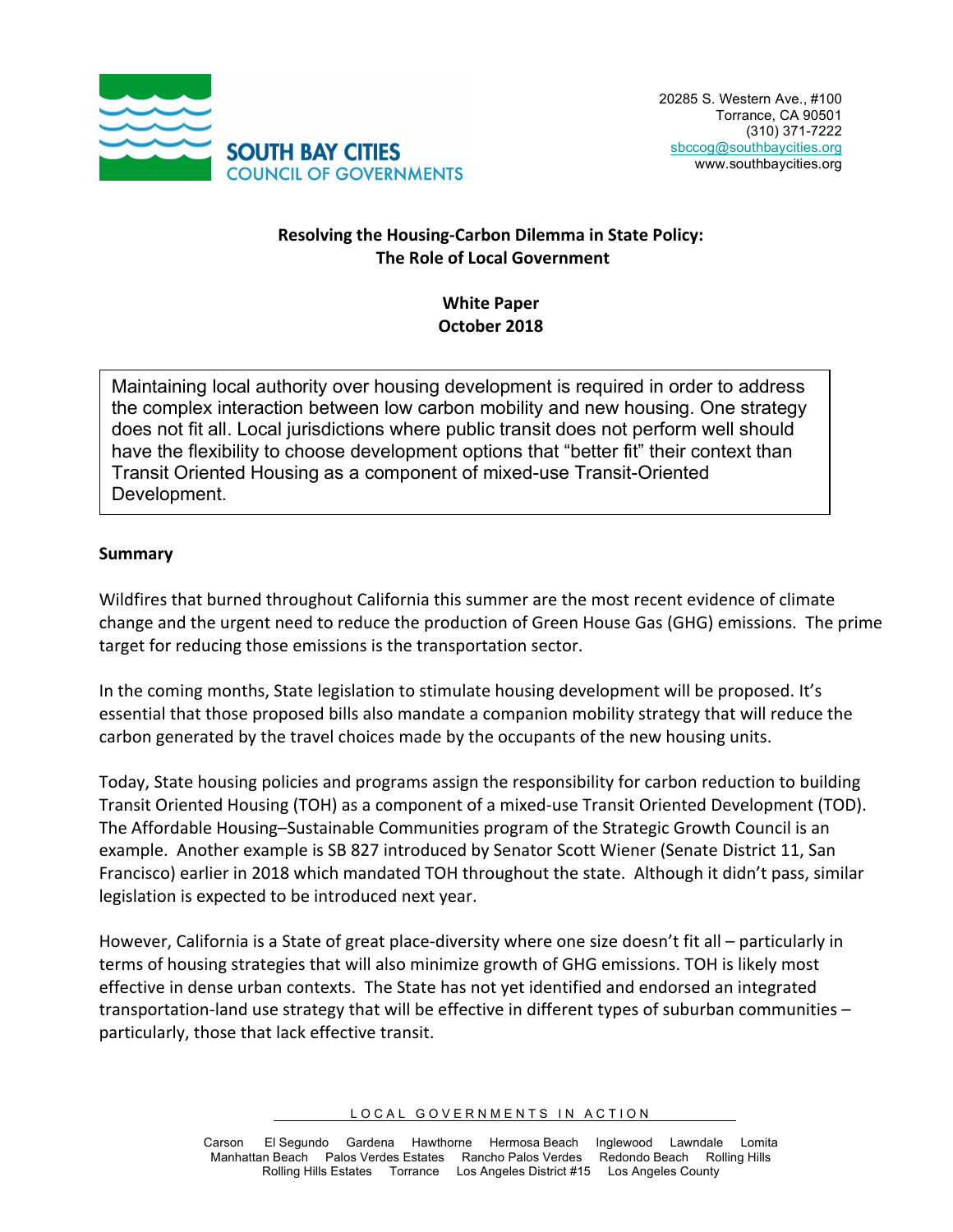SOUTH BAY CITIES
COUNCIL OF GOVERNMENTS

20285 S. Western Ave., #100
Torrance, CA 90501
(310) 371-7222
sbccog@southbaycities.org
www.southbaycities.org

# Resolving the Housing-Carbon Dilemma in State Policy: The Role of Local Government

**White Paper**
**October 2018**

> Maintaining local authority over housing development is required in order to address the complex interaction between low carbon mobility and new housing. One strategy does not fit all. Local jurisdictions where public transit does not perform well should have the flexibility to choose development options that "better fit" their context than Transit Oriented Housing as a component of mixed-use Transit-Oriented Development.

## Summary

Wildfires that burned throughout California this summer are the most recent evidence of climate change and the urgent need to reduce the production of Green House Gas (GHG) emissions. The prime target for reducing those emissions is the transportation sector.

In the coming months, State legislation to stimulate housing development will be proposed. It's essential that those proposed bills also mandate a companion mobility strategy that will reduce the carbon generated by the travel choices made by the occupants of the new housing units.

Today, State housing policies and programs assign the responsibility for carbon reduction to building Transit Oriented Housing (TOH) as a component of a mixed-use Transit Oriented Development (TOD). The Affordable Housing–Sustainable Communities program of the Strategic Growth Council is an example. Another example is SB 827 introduced by Senator Scott Wiener (Senate District 11, San Francisco) earlier in 2018 which mandated TOH throughout the state. Although it didn't pass, similar legislation is expected to be introduced next year.

However, California is a State of great place-diversity where one size doesn't fit all – particularly in terms of housing strategies that will also minimize growth of GHG emissions. TOH is likely most effective in dense urban contexts. The State has not yet identified and endorsed an integrated transportation-land use strategy that will be effective in different types of suburban communities – particularly, those that lack effective transit.

LOCAL GOVERNMENTS IN ACTION

Carson El Segundo Gardena Hawthorne Hermosa Beach Inglewood Lawndale Lomita
Manhattan Beach Palos Verdes Estates Rancho Palos Verdes Redondo Beach Rolling Hills
Rolling Hills Estates Torrance Los Angeles District #15 Los Angeles County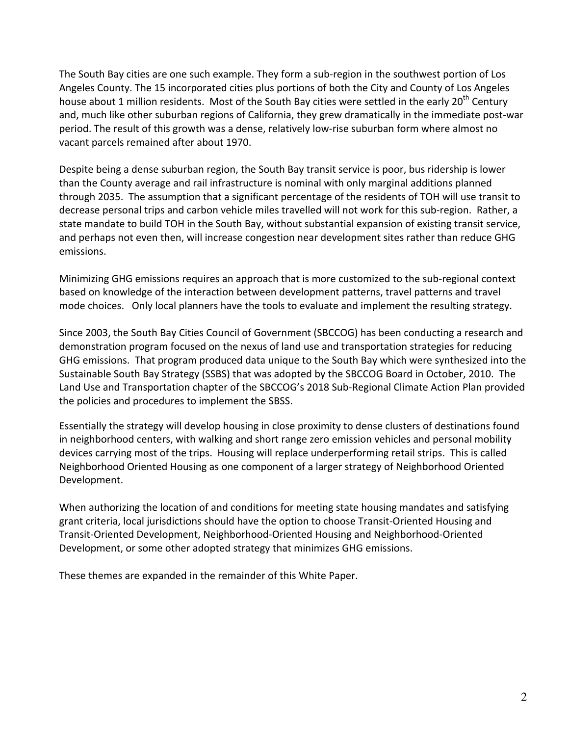The South Bay cities are one such example. They form a sub-region in the southwest portion of Los Angeles County. The 15 incorporated cities plus portions of both the City and County of Los Angeles house about 1 million residents. Most of the South Bay cities were settled in the early 20th Century and, much like other suburban regions of California, they grew dramatically in the immediate post-war period. The result of this growth was a dense, relatively low-rise suburban form where almost no vacant parcels remained after about 1970.

Despite being a dense suburban region, the South Bay transit service is poor, bus ridership is lower than the County average and rail infrastructure is nominal with only marginal additions planned through 2035. The assumption that a significant percentage of the residents of TOH will use transit to decrease personal trips and carbon vehicle miles travelled will not work for this sub-region. Rather, a state mandate to build TOH in the South Bay, without substantial expansion of existing transit service, and perhaps not even then, will increase congestion near development sites rather than reduce GHG emissions.

Minimizing GHG emissions requires an approach that is more customized to the sub-regional context based on knowledge of the interaction between development patterns, travel patterns and travel mode choices. Only local planners have the tools to evaluate and implement the resulting strategy.

Since 2003, the South Bay Cities Council of Government (SBCCOG) has been conducting a research and demonstration program focused on the nexus of land use and transportation strategies for reducing GHG emissions. That program produced data unique to the South Bay which were synthesized into the Sustainable South Bay Strategy (SSBS) that was adopted by the SBCCOG Board in October, 2010. The Land Use and Transportation chapter of the SBCCOG's 2018 Sub-Regional Climate Action Plan provided the policies and procedures to implement the SBSS.

Essentially the strategy will develop housing in close proximity to dense clusters of destinations found in neighborhood centers, with walking and short range zero emission vehicles and personal mobility devices carrying most of the trips. Housing will replace underperforming retail strips. This is called Neighborhood Oriented Housing as one component of a larger strategy of Neighborhood Oriented Development.

When authorizing the location of and conditions for meeting state housing mandates and satisfying grant criteria, local jurisdictions should have the option to choose Transit-Oriented Housing and Transit-Oriented Development, Neighborhood-Oriented Housing and Neighborhood-Oriented Development, or some other adopted strategy that minimizes GHG emissions.

These themes are expanded in the remainder of this White Paper.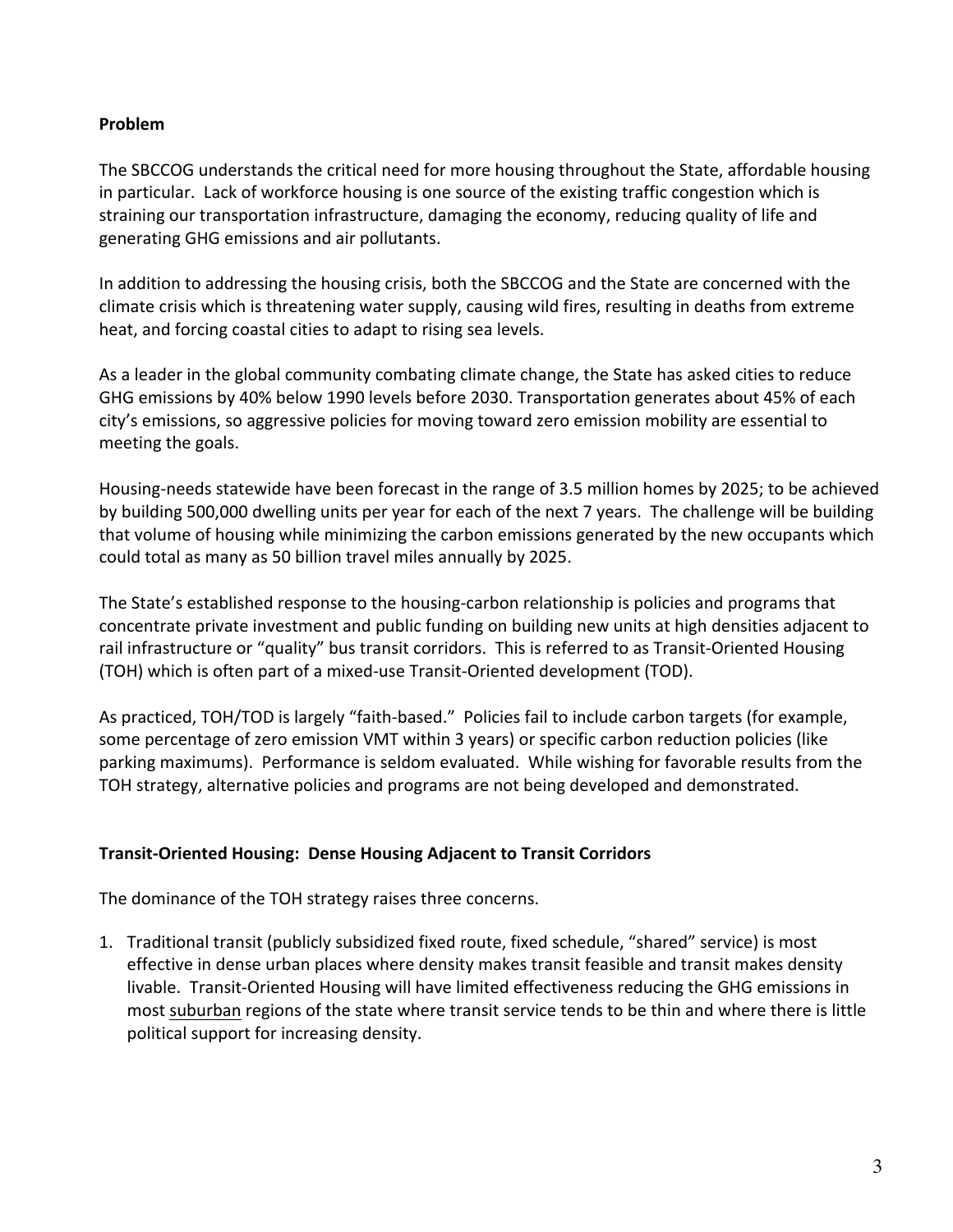**Problem**

The SBCCOG understands the critical need for more housing throughout the State, affordable housing in particular. Lack of workforce housing is one source of the existing traffic congestion which is straining our transportation infrastructure, damaging the economy, reducing quality of life and generating GHG emissions and air pollutants.

In addition to addressing the housing crisis, both the SBCCOG and the State are concerned with the climate crisis which is threatening water supply, causing wild fires, resulting in deaths from extreme heat, and forcing coastal cities to adapt to rising sea levels.

As a leader in the global community combating climate change, the State has asked cities to reduce GHG emissions by 40% below 1990 levels before 2030. Transportation generates about 45% of each city's emissions, so aggressive policies for moving toward zero emission mobility are essential to meeting the goals.

Housing-needs statewide have been forecast in the range of 3.5 million homes by 2025; to be achieved by building 500,000 dwelling units per year for each of the next 7 years. The challenge will be building that volume of housing while minimizing the carbon emissions generated by the new occupants which could total as many as 50 billion travel miles annually by 2025.

The State's established response to the housing-carbon relationship is policies and programs that concentrate private investment and public funding on building new units at high densities adjacent to rail infrastructure or "quality" bus transit corridors. This is referred to as Transit-Oriented Housing (TOH) which is often part of a mixed-use Transit-Oriented development (TOD).

As practiced, TOH/TOD is largely "faith-based." Policies fail to include carbon targets (for example, some percentage of zero emission VMT within 3 years) or specific carbon reduction policies (like parking maximums). Performance is seldom evaluated. While wishing for favorable results from the TOH strategy, alternative policies and programs are not being developed and demonstrated.

**Transit-Oriented Housing: Dense Housing Adjacent to Transit Corridors**

The dominance of the TOH strategy raises three concerns.

1. Traditional transit (publicly subsidized fixed route, fixed schedule, "shared" service) is most effective in dense urban places where density makes transit feasible and transit makes density livable. Transit-Oriented Housing will have limited effectiveness reducing the GHG emissions in most <u>suburban</u> regions of the state where transit service tends to be thin and where there is little political support for increasing density.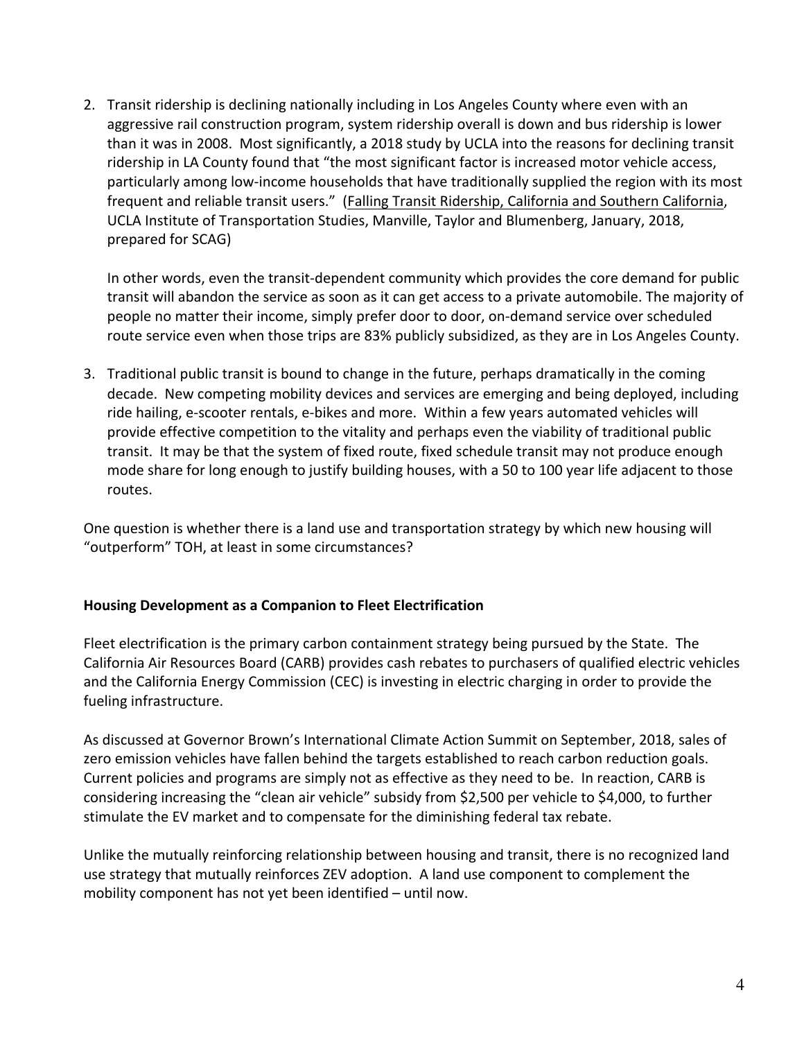2. Transit ridership is declining nationally including in Los Angeles County where even with an aggressive rail construction program, system ridership overall is down and bus ridership is lower than it was in 2008. Most significantly, a 2018 study by UCLA into the reasons for declining transit ridership in LA County found that "the most significant factor is increased motor vehicle access, particularly among low-income households that have traditionally supplied the region with its most frequent and reliable transit users." (Falling Transit Ridership, California and Southern California, UCLA Institute of Transportation Studies, Manville, Taylor and Blumenberg, January, 2018, prepared for SCAG)

   In other words, even the transit-dependent community which provides the core demand for public transit will abandon the service as soon as it can get access to a private automobile. The majority of people no matter their income, simply prefer door to door, on-demand service over scheduled route service even when those trips are 83% publicly subsidized, as they are in Los Angeles County.

3. Traditional public transit is bound to change in the future, perhaps dramatically in the coming decade. New competing mobility devices and services are emerging and being deployed, including ride hailing, e-scooter rentals, e-bikes and more. Within a few years automated vehicles will provide effective competition to the vitality and perhaps even the viability of traditional public transit. It may be that the system of fixed route, fixed schedule transit may not produce enough mode share for long enough to justify building houses, with a 50 to 100 year life adjacent to those routes.

One question is whether there is a land use and transportation strategy by which new housing will "outperform" TOH, at least in some circumstances?

**Housing Development as a Companion to Fleet Electrification**

Fleet electrification is the primary carbon containment strategy being pursued by the State. The California Air Resources Board (CARB) provides cash rebates to purchasers of qualified electric vehicles and the California Energy Commission (CEC) is investing in electric charging in order to provide the fueling infrastructure.

As discussed at Governor Brown's International Climate Action Summit on September, 2018, sales of zero emission vehicles have fallen behind the targets established to reach carbon reduction goals. Current policies and programs are simply not as effective as they need to be. In reaction, CARB is considering increasing the "clean air vehicle" subsidy from $2,500 per vehicle to $4,000, to further stimulate the EV market and to compensate for the diminishing federal tax rebate.

Unlike the mutually reinforcing relationship between housing and transit, there is no recognized land use strategy that mutually reinforces ZEV adoption. A land use component to complement the mobility component has not yet been identified – until now.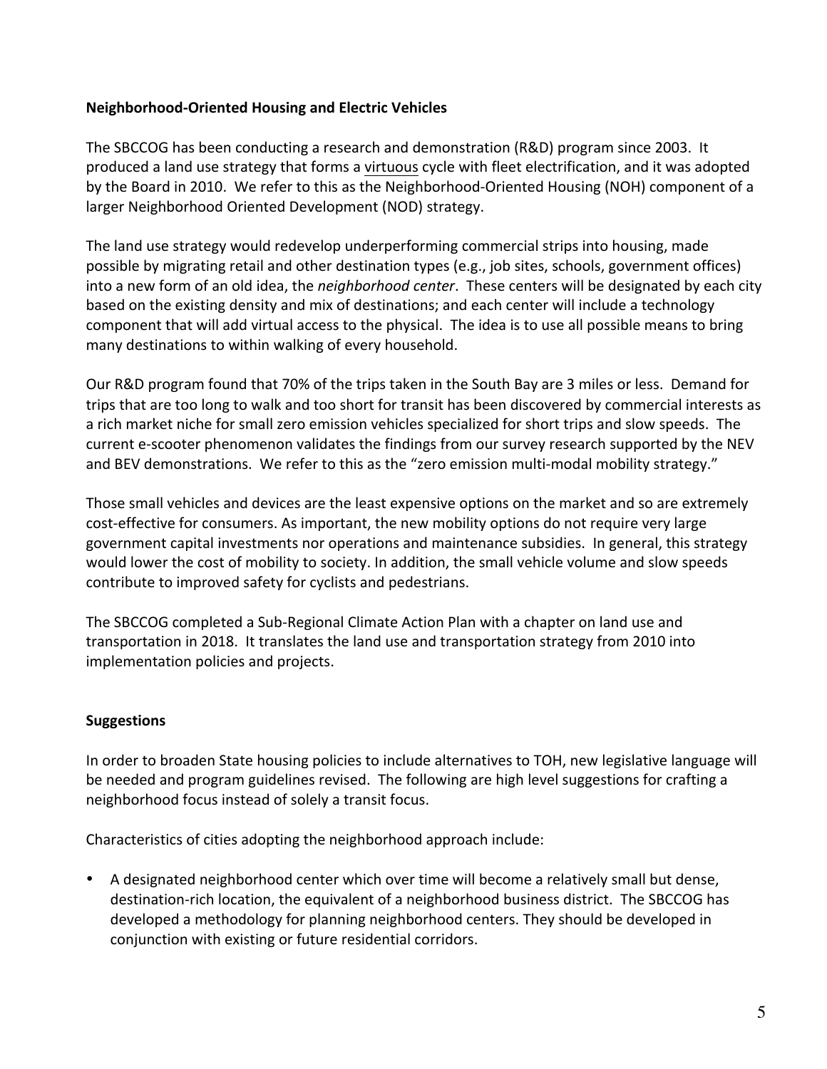**Neighborhood-Oriented Housing and Electric Vehicles**

The SBCCOG has been conducting a research and demonstration (R&D) program since 2003. It produced a land use strategy that forms a virtuous cycle with fleet electrification, and it was adopted by the Board in 2010. We refer to this as the Neighborhood-Oriented Housing (NOH) component of a larger Neighborhood Oriented Development (NOD) strategy.

The land use strategy would redevelop underperforming commercial strips into housing, made possible by migrating retail and other destination types (e.g., job sites, schools, government offices) into a new form of an old idea, the *neighborhood center*. These centers will be designated by each city based on the existing density and mix of destinations; and each center will include a technology component that will add virtual access to the physical. The idea is to use all possible means to bring many destinations to within walking of every household.

Our R&D program found that 70% of the trips taken in the South Bay are 3 miles or less. Demand for trips that are too long to walk and too short for transit has been discovered by commercial interests as a rich market niche for small zero emission vehicles specialized for short trips and slow speeds. The current e-scooter phenomenon validates the findings from our survey research supported by the NEV and BEV demonstrations. We refer to this as the "zero emission multi-modal mobility strategy."

Those small vehicles and devices are the least expensive options on the market and so are extremely cost-effective for consumers. As important, the new mobility options do not require very large government capital investments nor operations and maintenance subsidies. In general, this strategy would lower the cost of mobility to society. In addition, the small vehicle volume and slow speeds contribute to improved safety for cyclists and pedestrians.

The SBCCOG completed a Sub-Regional Climate Action Plan with a chapter on land use and transportation in 2018. It translates the land use and transportation strategy from 2010 into implementation policies and projects.

**Suggestions**

In order to broaden State housing policies to include alternatives to TOH, new legislative language will be needed and program guidelines revised. The following are high level suggestions for crafting a neighborhood focus instead of solely a transit focus.

Characteristics of cities adopting the neighborhood approach include:

- A designated neighborhood center which over time will become a relatively small but dense, destination-rich location, the equivalent of a neighborhood business district. The SBCCOG has developed a methodology for planning neighborhood centers. They should be developed in conjunction with existing or future residential corridors.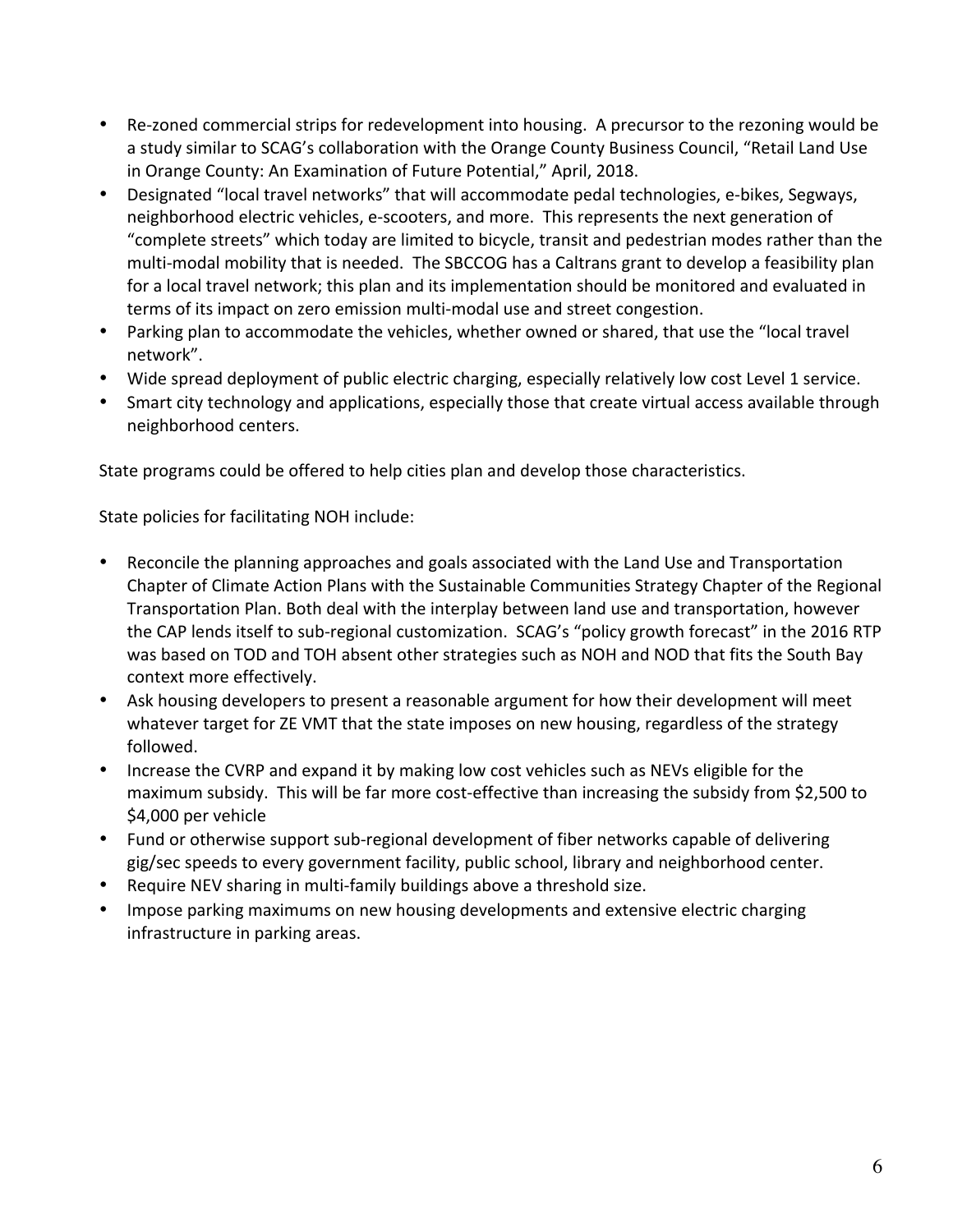- Re-zoned commercial strips for redevelopment into housing. A precursor to the rezoning would be a study similar to SCAG's collaboration with the Orange County Business Council, "Retail Land Use in Orange County: An Examination of Future Potential," April, 2018.
- Designated "local travel networks" that will accommodate pedal technologies, e-bikes, Segways, neighborhood electric vehicles, e-scooters, and more. This represents the next generation of "complete streets" which today are limited to bicycle, transit and pedestrian modes rather than the multi-modal mobility that is needed. The SBCCOG has a Caltrans grant to develop a feasibility plan for a local travel network; this plan and its implementation should be monitored and evaluated in terms of its impact on zero emission multi-modal use and street congestion.
- Parking plan to accommodate the vehicles, whether owned or shared, that use the "local travel network".
- Wide spread deployment of public electric charging, especially relatively low cost Level 1 service.
- Smart city technology and applications, especially those that create virtual access available through neighborhood centers.

State programs could be offered to help cities plan and develop those characteristics.

State policies for facilitating NOH include:

- Reconcile the planning approaches and goals associated with the Land Use and Transportation Chapter of Climate Action Plans with the Sustainable Communities Strategy Chapter of the Regional Transportation Plan. Both deal with the interplay between land use and transportation, however the CAP lends itself to sub-regional customization. SCAG's "policy growth forecast" in the 2016 RTP was based on TOD and TOH absent other strategies such as NOH and NOD that fits the South Bay context more effectively.
- Ask housing developers to present a reasonable argument for how their development will meet whatever target for ZE VMT that the state imposes on new housing, regardless of the strategy followed.
- Increase the CVRP and expand it by making low cost vehicles such as NEVs eligible for the maximum subsidy. This will be far more cost-effective than increasing the subsidy from $2,500 to $4,000 per vehicle
- Fund or otherwise support sub-regional development of fiber networks capable of delivering gig/sec speeds to every government facility, public school, library and neighborhood center.
- Require NEV sharing in multi-family buildings above a threshold size.
- Impose parking maximums on new housing developments and extensive electric charging infrastructure in parking areas.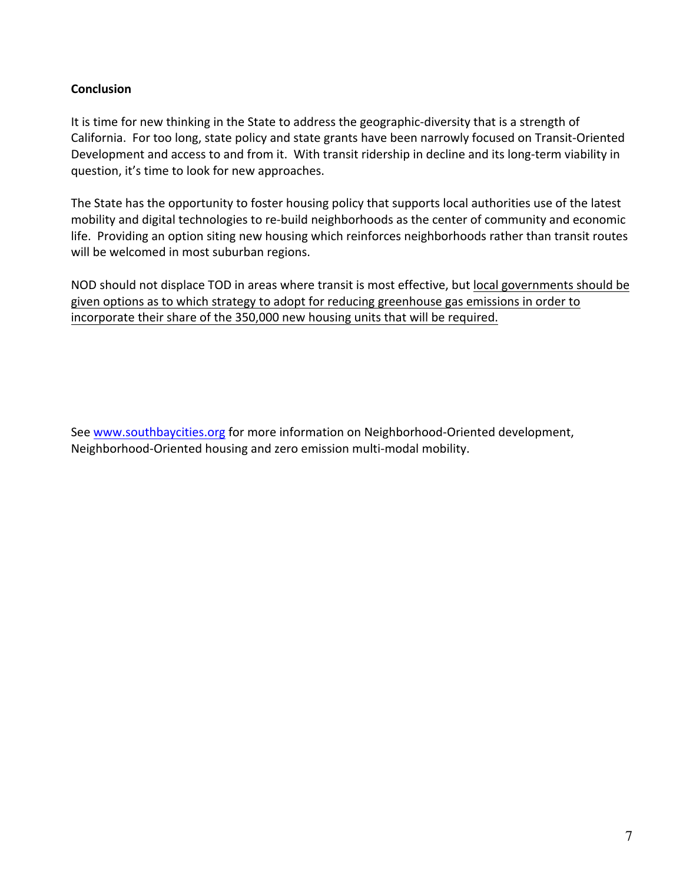**Conclusion**

It is time for new thinking in the State to address the geographic-diversity that is a strength of California. For too long, state policy and state grants have been narrowly focused on Transit-Oriented Development and access to and from it. With transit ridership in decline and its long-term viability in question, it's time to look for new approaches.

The State has the opportunity to foster housing policy that supports local authorities use of the latest mobility and digital technologies to re-build neighborhoods as the center of community and economic life. Providing an option siting new housing which reinforces neighborhoods rather than transit routes will be welcomed in most suburban regions.

NOD should not displace TOD in areas where transit is most effective, but <u>local governments should be given options as to which strategy to adopt for reducing greenhouse gas emissions in order to incorporate their share of the 350,000 new housing units that will be required.</u>

See [www.southbaycities.org](http://www.southbaycities.org) for more information on Neighborhood-Oriented development, Neighborhood-Oriented housing and zero emission multi-modal mobility.